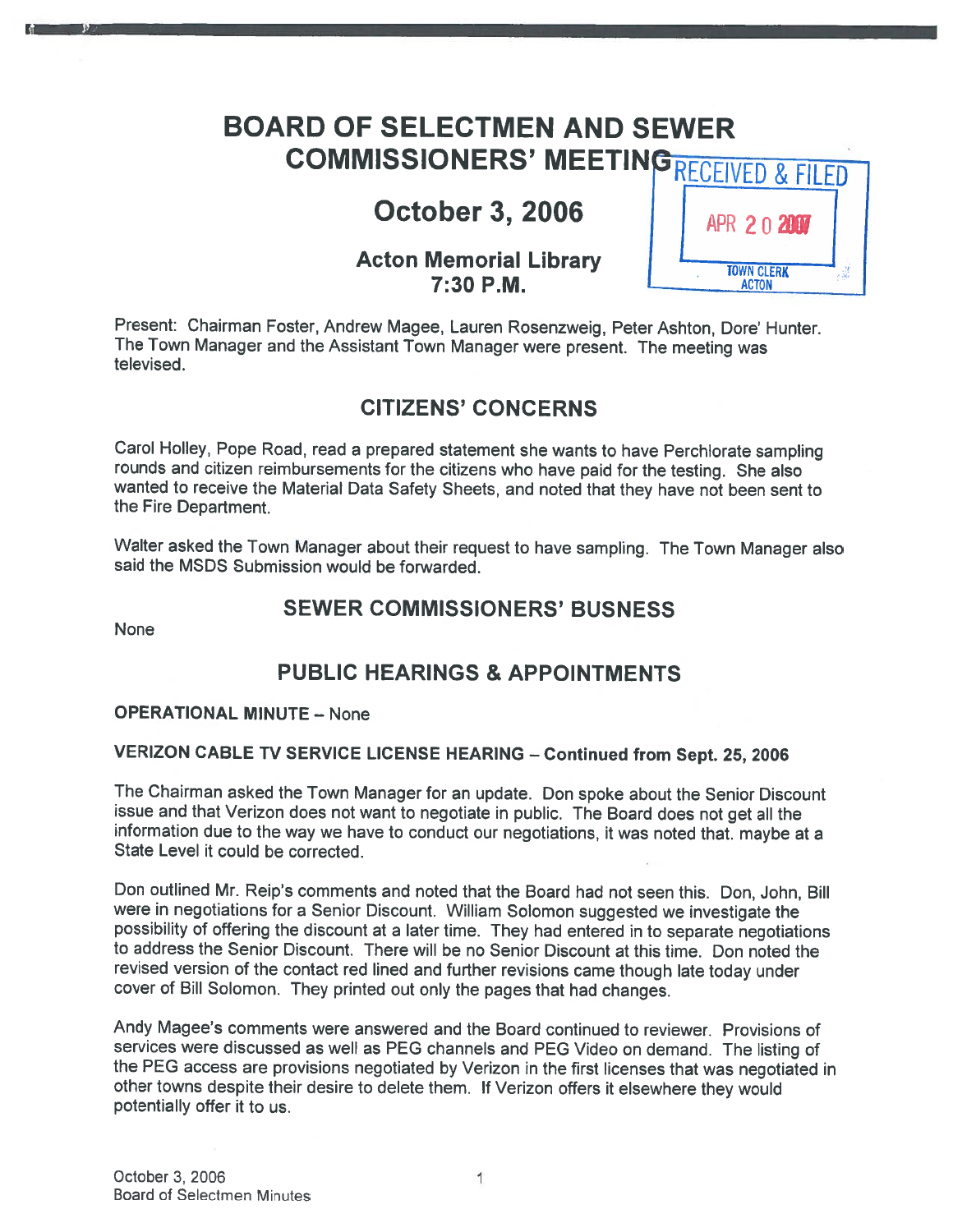# BOARD OF SELECTMEN AND SEWER COMMISSIONERS' MEETING

RECEIVED & FILED
APR 20 2007
TOWN CLERK
ACTON

## October 3, 2006

### Acton Memorial Library
### 7:30 P.M.

Present: Chairman Foster, Andrew Magee, Lauren Rosenzweig, Peter Ashton, Dore' Hunter. The Town Manager and the Assistant Town Manager were present. The meeting was televised.

## CITIZENS' CONCERNS

Carol Holley, Pope Road, read a prepared statement she wants to have Perchlorate sampling rounds and citizen reimbursements for the citizens who have paid for the testing. She also wanted to receive the Material Data Safety Sheets, and noted that they have not been sent to the Fire Department.

Walter asked the Town Manager about their request to have sampling. The Town Manager also said the MSDS Submission would be forwarded.

## SEWER COMMISSIONERS' BUSNESS

None

## PUBLIC HEARINGS & APPOINTMENTS

**OPERATIONAL MINUTE** – None

**VERIZON CABLE TV SERVICE LICENSE HEARING – Continued from Sept. 25, 2006**

The Chairman asked the Town Manager for an update. Don spoke about the Senior Discount issue and that Verizon does not want to negotiate in public. The Board does not get all the information due to the way we have to conduct our negotiations, it was noted that. maybe at a State Level it could be corrected.

Don outlined Mr. Reip's comments and noted that the Board had not seen this. Don, John, Bill were in negotiations for a Senior Discount. William Solomon suggested we investigate the possibility of offering the discount at a later time. They had entered in to separate negotiations to address the Senior Discount. There will be no Senior Discount at this time. Don noted the revised version of the contact red lined and further revisions came though late today under cover of Bill Solomon. They printed out only the pages that had changes.

Andy Magee's comments were answered and the Board continued to reviewer. Provisions of services were discussed as well as PEG channels and PEG Video on demand. The listing of the PEG access are provisions negotiated by Verizon in the first licenses that was negotiated in other towns despite their desire to delete them. If Verizon offers it elsewhere they would potentially offer it to us.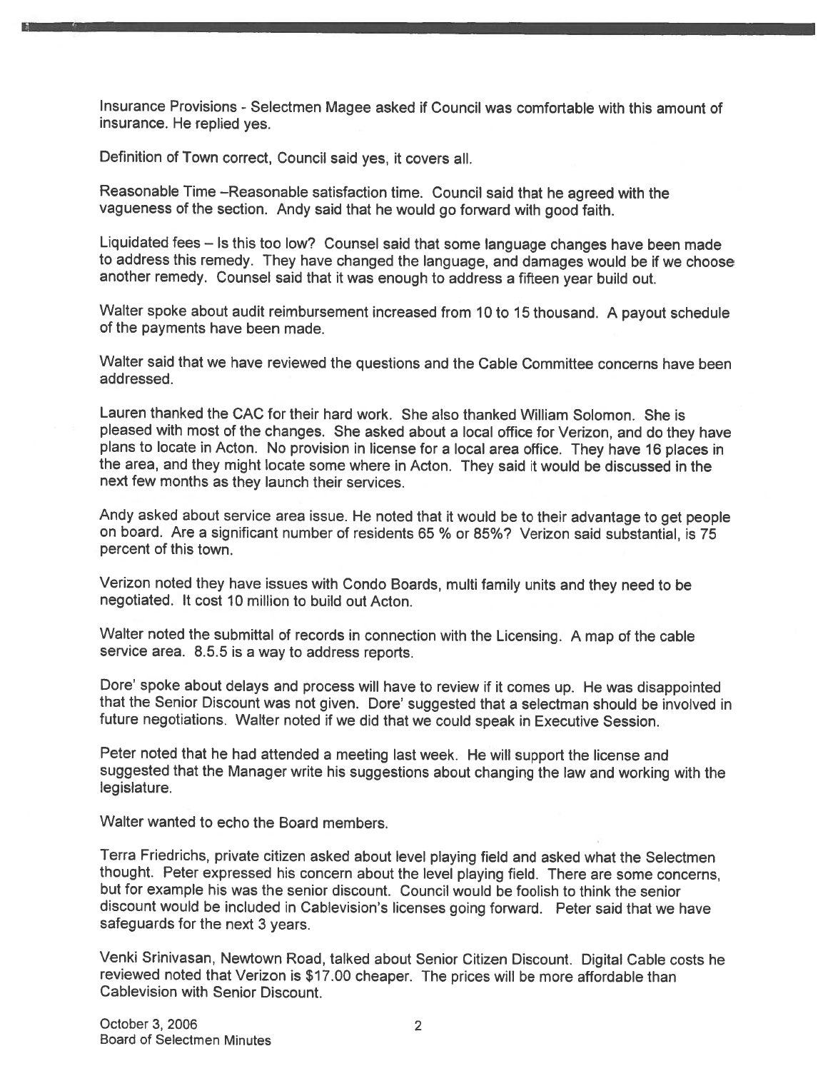Insurance Provisions - Selectmen Magee asked if Council was comfortable with this amount of insurance. He replied yes.

Definition of Town correct, Council said yes, it covers all.

Reasonable Time –Reasonable satisfaction time. Council said that he agreed with the vagueness of the section. Andy said that he would go forward with good faith.

Liquidated fees – Is this too low? Counsel said that some language changes have been made to address this remedy. They have changed the language, and damages would be if we choose another remedy. Counsel said that it was enough to address a fifteen year build out.

Walter spoke about audit reimbursement increased from 10 to 15 thousand. A payout schedule of the payments have been made.

Walter said that we have reviewed the questions and the Cable Committee concerns have been addressed.

Lauren thanked the CAC for their hard work. She also thanked William Solomon. She is pleased with most of the changes. She asked about a local office for Verizon, and do they have plans to locate in Acton. No provision in license for a local area office. They have 16 places in the area, and they might locate some where in Acton. They said it would be discussed in the next few months as they launch their services.

Andy asked about service area issue. He noted that it would be to their advantage to get people on board. Are a significant number of residents 65 % or 85%? Verizon said substantial, is 75 percent of this town.

Verizon noted they have issues with Condo Boards, multi family units and they need to be negotiated. It cost 10 million to build out Acton.

Walter noted the submittal of records in connection with the Licensing. A map of the cable service area. 8.5.5 is a way to address reports.

Dore' spoke about delays and process will have to review if it comes up. He was disappointed that the Senior Discount was not given. Dore' suggested that a selectman should be involved in future negotiations. Walter noted if we did that we could speak in Executive Session.

Peter noted that he had attended a meeting last week. He will support the license and suggested that the Manager write his suggestions about changing the law and working with the legislature.

Walter wanted to echo the Board members.

Terra Friedrichs, private citizen asked about level playing field and asked what the Selectmen thought. Peter expressed his concern about the level playing field. There are some concerns, but for example his was the senior discount. Council would be foolish to think the senior discount would be included in Cablevision's licenses going forward. Peter said that we have safeguards for the next 3 years.

Venki Srinivasan, Newtown Road, talked about Senior Citizen Discount. Digital Cable costs he reviewed noted that Verizon is $17.00 cheaper. The prices will be more affordable than Cablevision with Senior Discount.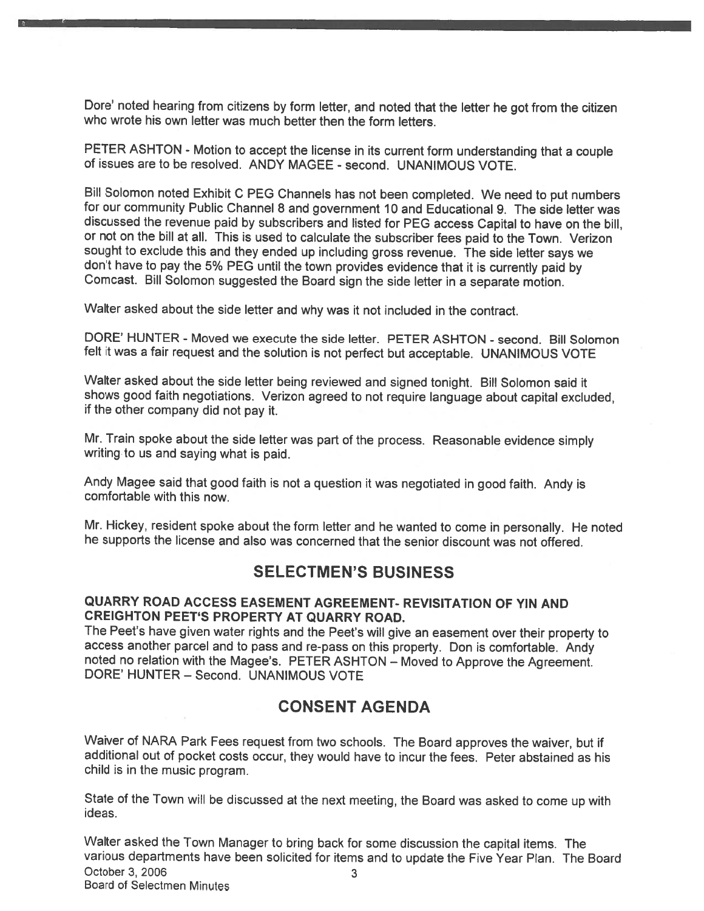Dore' noted hearing from citizens by form letter, and noted that the letter he got from the citizen who wrote his own letter was much better then the form letters.

PETER ASHTON - Motion to accept the license in its current form understanding that a couple of issues are to be resolved. ANDY MAGEE - second. UNANIMOUS VOTE.

Bill Solomon noted Exhibit C PEG Channels has not been completed. We need to put numbers for our community Public Channel 8 and government 10 and Educational 9. The side letter was discussed the revenue paid by subscribers and listed for PEG access Capital to have on the bill, or not on the bill at all. This is used to calculate the subscriber fees paid to the Town. Verizon sought to exclude this and they ended up including gross revenue. The side letter says we don't have to pay the 5% PEG until the town provides evidence that it is currently paid by Comcast. Bill Solomon suggested the Board sign the side letter in a separate motion.

Walter asked about the side letter and why was it not included in the contract.

DORE' HUNTER - Moved we execute the side letter. PETER ASHTON - second. Bill Solomon felt it was a fair request and the solution is not perfect but acceptable. UNANIMOUS VOTE

Walter asked about the side letter being reviewed and signed tonight. Bill Solomon said it shows good faith negotiations. Verizon agreed to not require language about capital excluded, if the other company did not pay it.

Mr. Train spoke about the side letter was part of the process. Reasonable evidence simply writing to us and saying what is paid.

Andy Magee said that good faith is not a question it was negotiated in good faith. Andy is comfortable with this now.

Mr. Hickey, resident spoke about the form letter and he wanted to come in personally. He noted he supports the license and also was concerned that the senior discount was not offered.

## SELECTMEN'S BUSINESS

### QUARRY ROAD ACCESS EASEMENT AGREEMENT- REVISITATION OF YIN AND CREIGHTON PEET'S PROPERTY AT QUARRY ROAD.

The Peet's have given water rights and the Peet's will give an easement over their property to access another parcel and to pass and re-pass on this property. Don is comfortable. Andy noted no relation with the Magee's. PETER ASHTON – Moved to Approve the Agreement. DORE' HUNTER – Second. UNANIMOUS VOTE

## CONSENT AGENDA

Waiver of NARA Park Fees request from two schools. The Board approves the waiver, but if additional out of pocket costs occur, they would have to incur the fees. Peter abstained as his child is in the music program.

State of the Town will be discussed at the next meeting, the Board was asked to come up with ideas.

Walter asked the Town Manager to bring back for some discussion the capital items. The various departments have been solicited for items and to update the Five Year Plan. The Board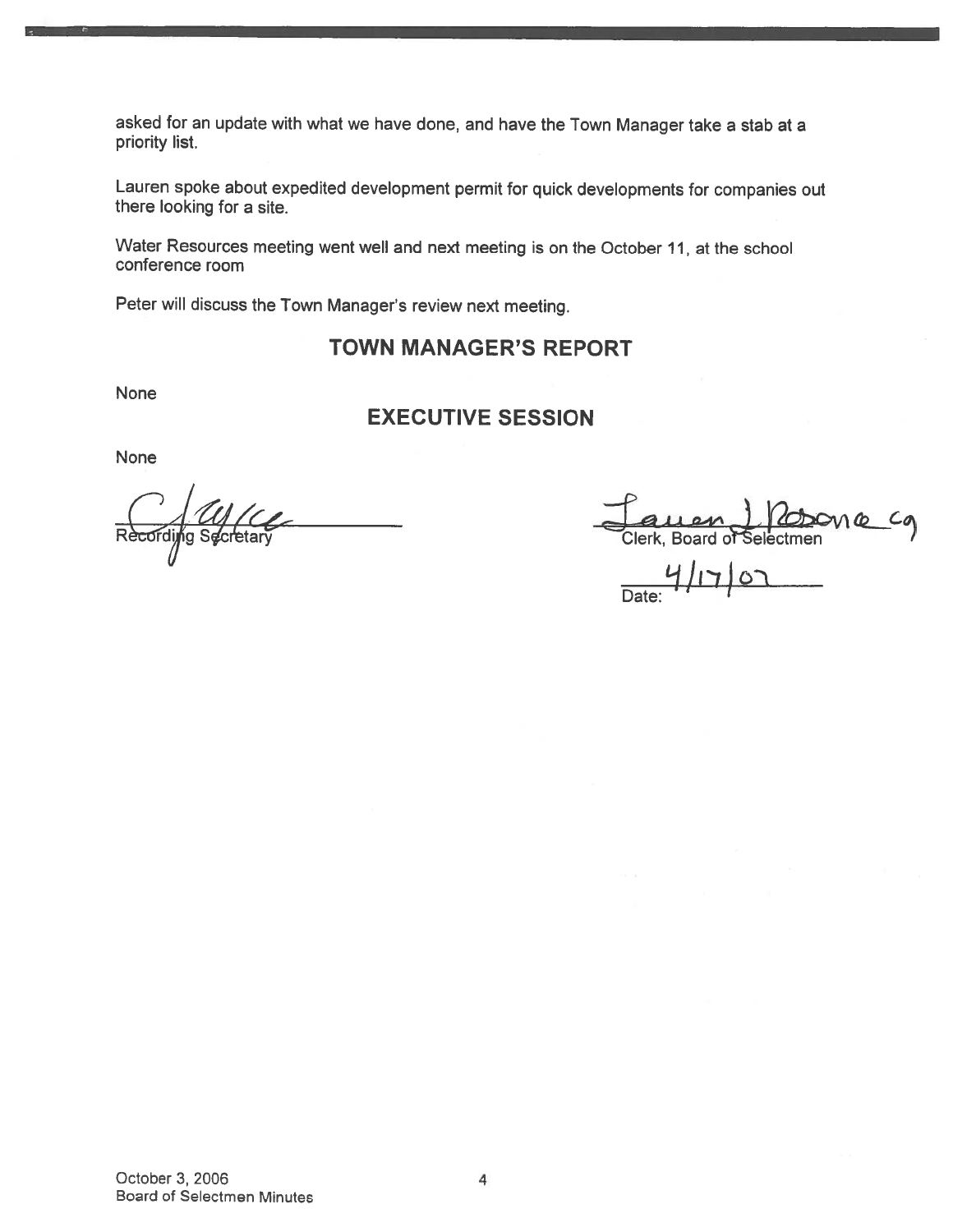asked for an update with what we have done, and have the Town Manager take a stab at a priority list.

Lauren spoke about expedited development permit for quick developments for companies out there looking for a site.

Water Resources meeting went well and next meeting is on the October 11, at the school conference room

Peter will discuss the Town Manager's review next meeting.

## TOWN MANAGER'S REPORT

None

## EXECUTIVE SESSION

None

Recording Secretary

Clerk, Board of Selectmen

Date: 4/17/07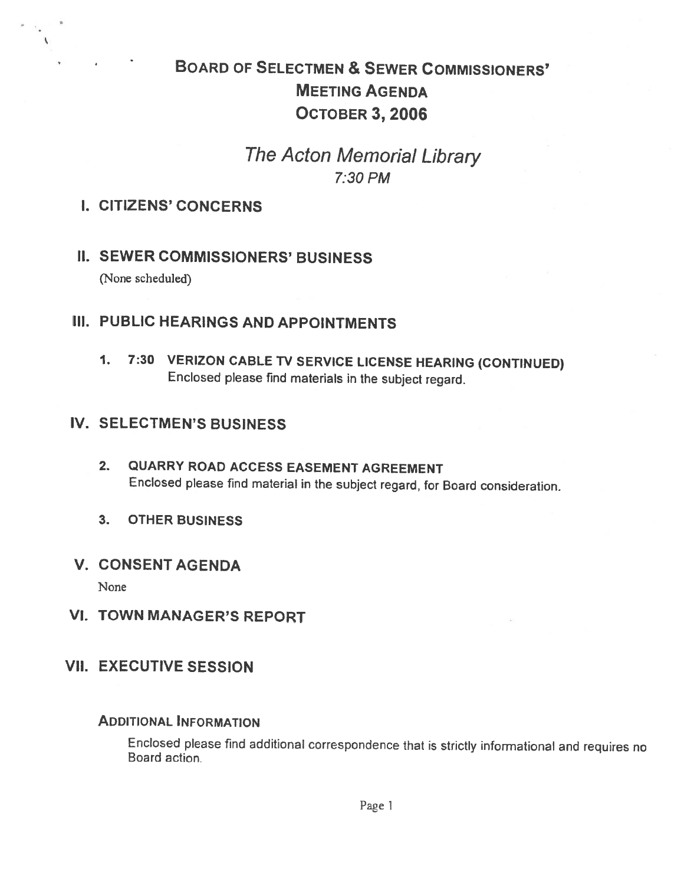# Board of Selectmen & Sewer Commissioners' Meeting Agenda October 3, 2006

## *The Acton Memorial Library*

*7:30 PM*

## I. CITIZENS' CONCERNS

## II. SEWER COMMISSIONERS' BUSINESS

(None scheduled)

## III. PUBLIC HEARINGS AND APPOINTMENTS

1. **7:30 VERIZON CABLE TV SERVICE LICENSE HEARING (CONTINUED)**
   Enclosed please find materials in the subject regard.

## IV. SELECTMEN'S BUSINESS

2. **QUARRY ROAD ACCESS EASEMENT AGREEMENT**
   Enclosed please find material in the subject regard, for Board consideration.

3. **OTHER BUSINESS**

## V. CONSENT AGENDA

None

## VI. TOWN MANAGER'S REPORT

## VII. EXECUTIVE SESSION

### Additional Information

Enclosed please find additional correspondence that is strictly informational and requires no Board action.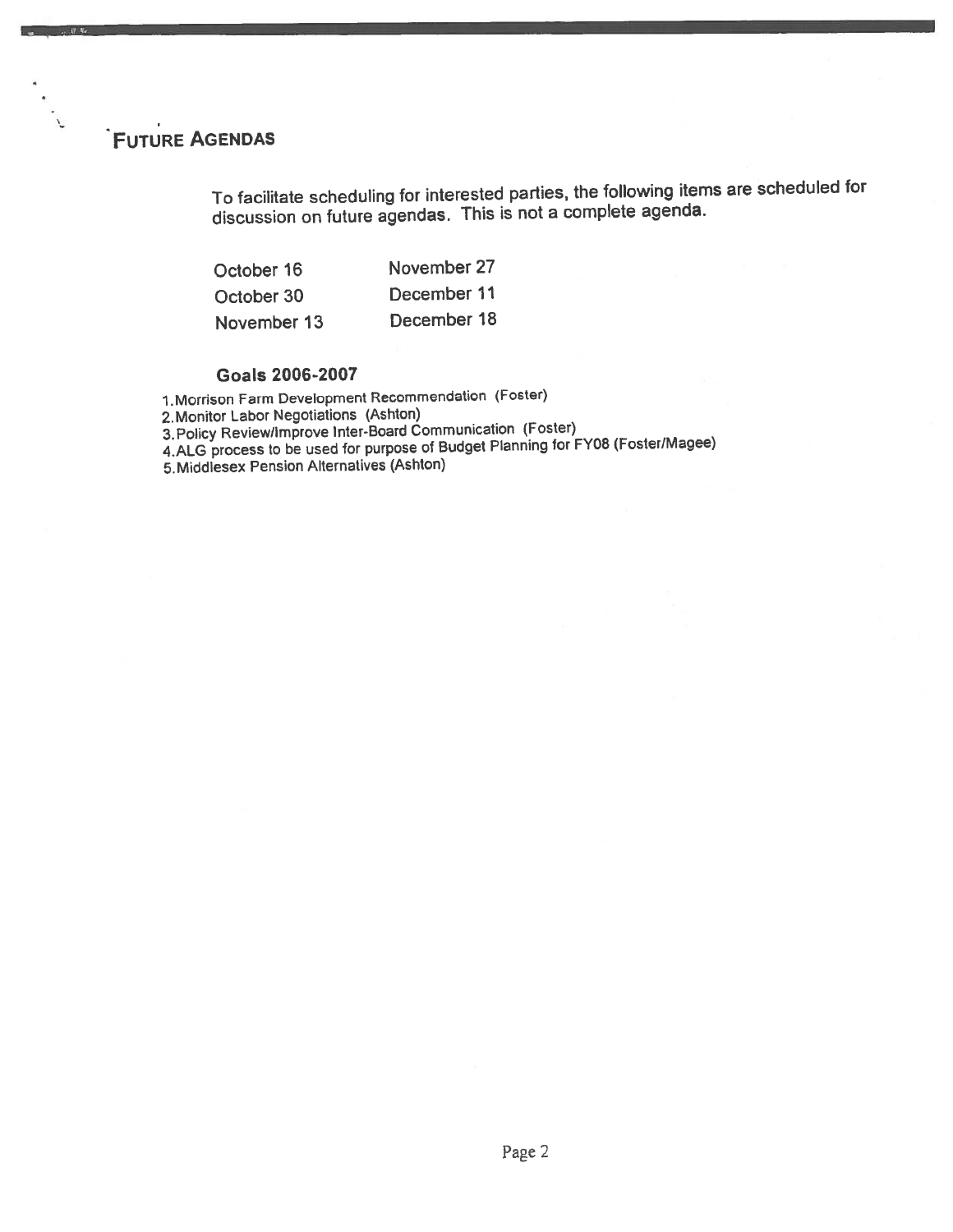## Future Agendas

To facilitate scheduling for interested parties, the following items are scheduled for discussion on future agendas. This is not a complete agenda.

| | |
|---|---|
| October 16 | November 27 |
| October 30 | December 11 |
| November 13 | December 18 |

**Goals 2006-2007**

1. Morrison Farm Development Recommendation (Foster)
2. Monitor Labor Negotiations (Ashton)
3. Policy Review/Improve Inter-Board Communication (Foster)
4. ALG process to be used for purpose of Budget Planning for FY08 (Foster/Magee)
5. Middlesex Pension Alternatives (Ashton)